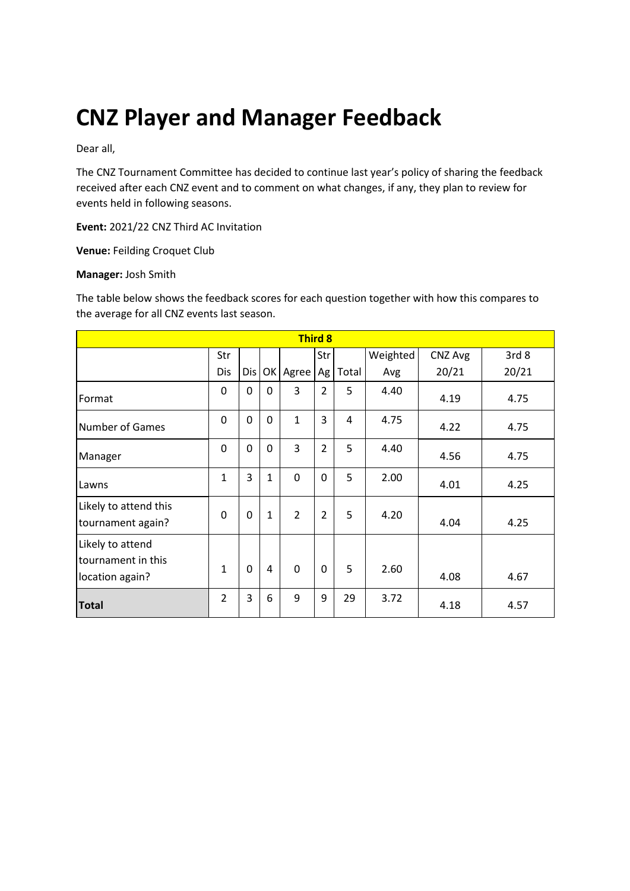# CNZ Player and Manager Feedback

Dear all,

The CNZ Tournament Committee has decided to continue last year's policy of sharing the feedback received after each CNZ event and to comment on what changes, if any, they plan to review for events held in following seasons.

**Event:** 2021/22 CNZ Third AC Invitation

**Venue:** Feilding Croquet Club

**Manager:** Josh Smith

The table below shows the feedback scores for each question together with how this compares to the average for all CNZ events last season.

| Third 8 | | | | | | | | | |
|---|---|---|---|---|---|---|---|---|---|
| | Str Dis | Dis | OK | Agree | Str Ag | Total | Weighted Avg | CNZ Avg 20/21 | 3rd 8 20/21 |
| Format | 0 | 0 | 0 | 3 | 2 | 5 | 4.40 | 4.19 | 4.75 |
| Number of Games | 0 | 0 | 0 | 1 | 3 | 4 | 4.75 | 4.22 | 4.75 |
| Manager | 0 | 0 | 0 | 3 | 2 | 5 | 4.40 | 4.56 | 4.75 |
| Lawns | 1 | 3 | 1 | 0 | 0 | 5 | 2.00 | 4.01 | 4.25 |
| Likely to attend this tournament again? | 0 | 0 | 1 | 2 | 2 | 5 | 4.20 | 4.04 | 4.25 |
| Likely to attend tournament in this location again? | 1 | 0 | 4 | 0 | 0 | 5 | 2.60 | 4.08 | 4.67 |
| **Total** | 2 | 3 | 6 | 9 | 9 | 29 | 3.72 | 4.18 | 4.57 |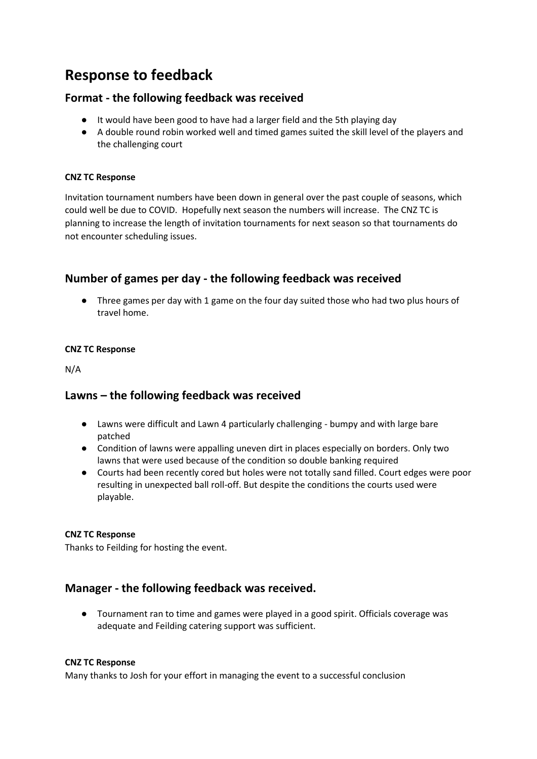# Response to feedback

## Format - the following feedback was received

- It would have been good to have had a larger field and the 5th playing day
- A double round robin worked well and timed games suited the skill level of the players and the challenging court

#### CNZ TC Response

Invitation tournament numbers have been down in general over the past couple of seasons, which could well be due to COVID. Hopefully next season the numbers will increase. The CNZ TC is planning to increase the length of invitation tournaments for next season so that tournaments do not encounter scheduling issues.

## Number of games per day - the following feedback was received

- Three games per day with 1 game on the four day suited those who had two plus hours of travel home.

#### CNZ TC Response

N/A

## Lawns – the following feedback was received

- Lawns were difficult and Lawn 4 particularly challenging - bumpy and with large bare patched
- Condition of lawns were appalling uneven dirt in places especially on borders. Only two lawns that were used because of the condition so double banking required
- Courts had been recently cored but holes were not totally sand filled. Court edges were poor resulting in unexpected ball roll-off. But despite the conditions the courts used were playable.

#### CNZ TC Response

Thanks to Feilding for hosting the event.

## Manager - the following feedback was received.

- Tournament ran to time and games were played in a good spirit. Officials coverage was adequate and Feilding catering support was sufficient.

#### CNZ TC Response

Many thanks to Josh for your effort in managing the event to a successful conclusion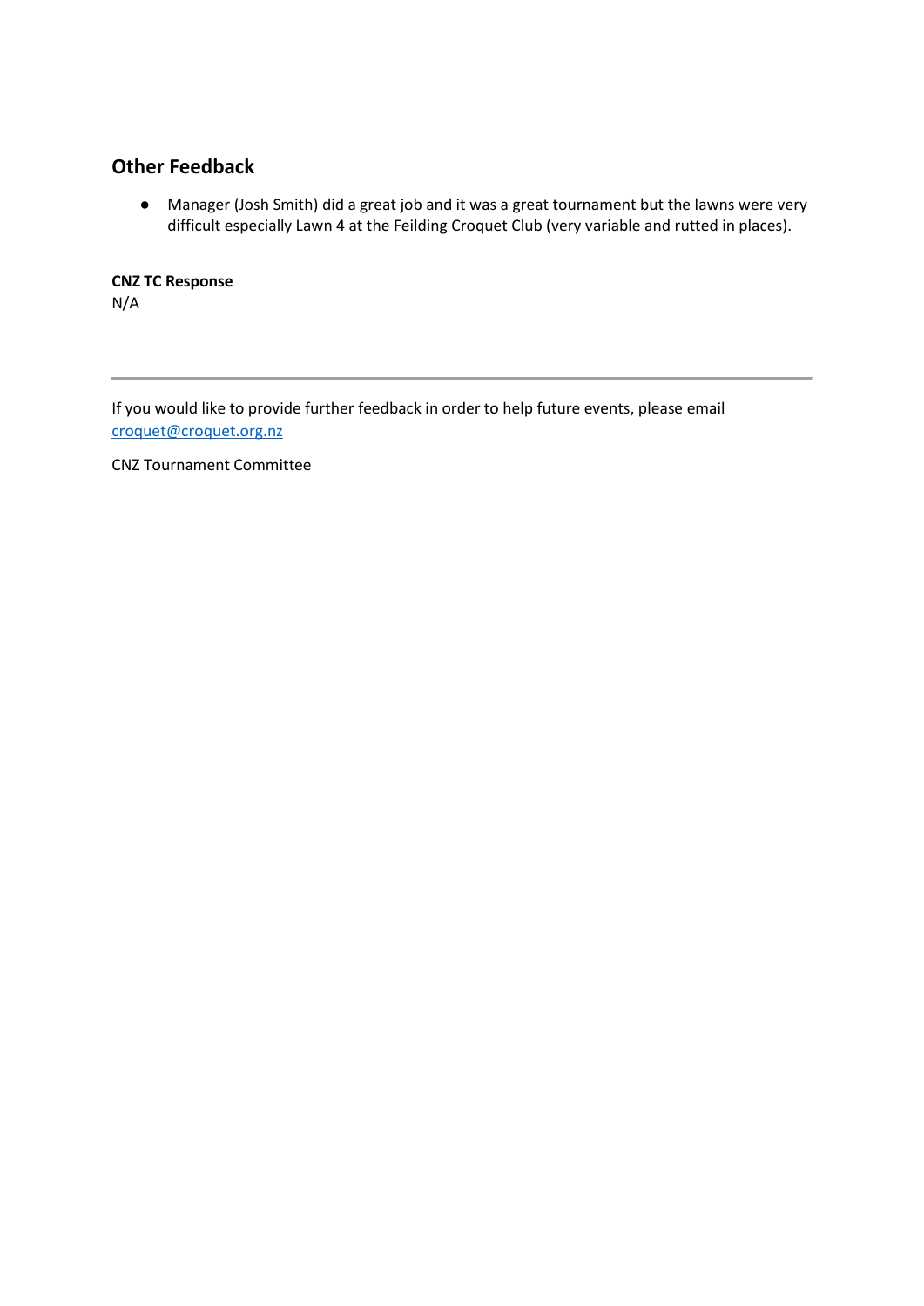## Other Feedback

- Manager (Josh Smith) did a great job and it was a great tournament but the lawns were very difficult especially Lawn 4 at the Feilding Croquet Club (very variable and rutted in places).

**CNZ TC Response**
N/A

---

If you would like to provide further feedback in order to help future events, please email [croquet@croquet.org.nz](mailto:croquet@croquet.org.nz)

CNZ Tournament Committee